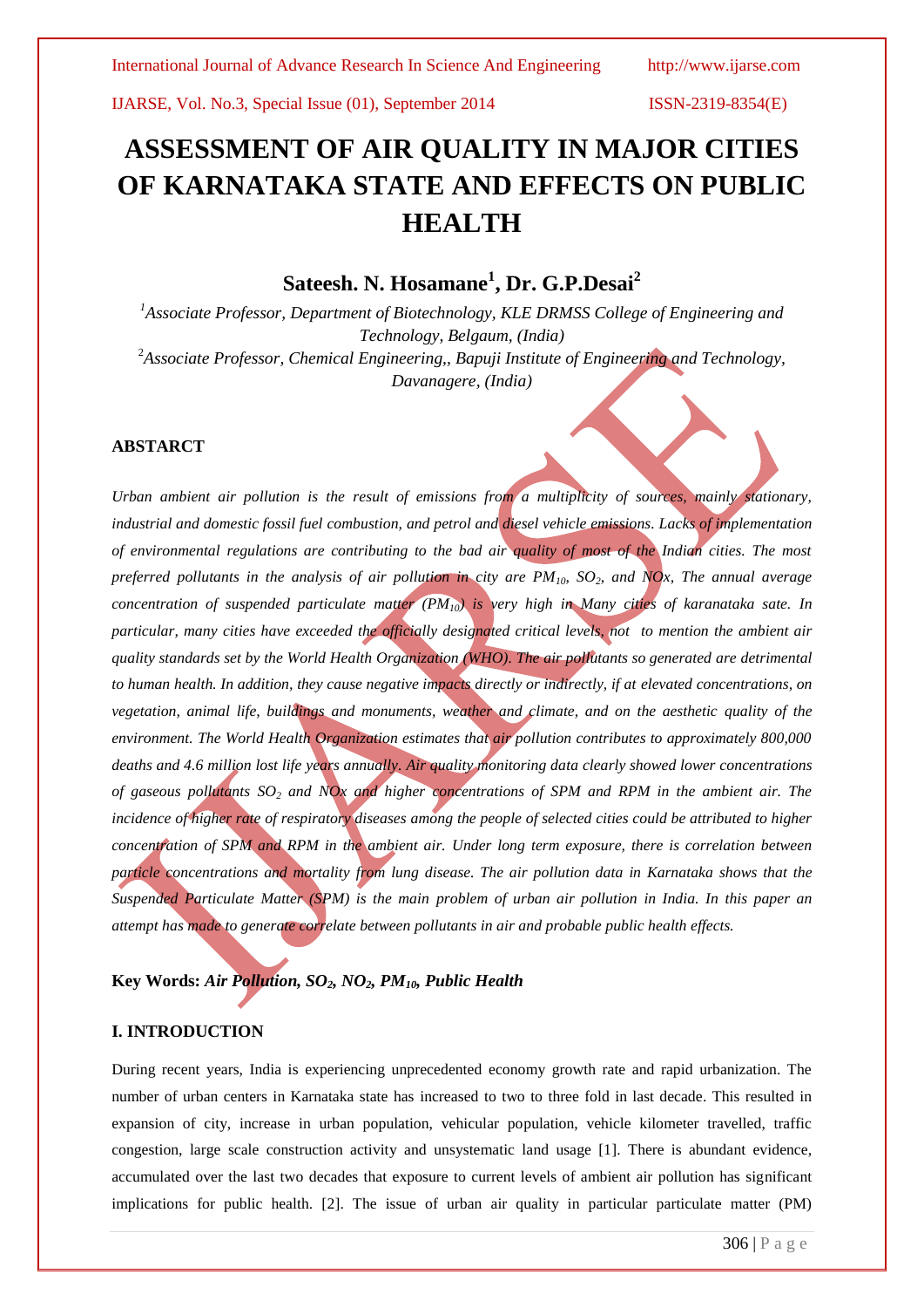# ASSESSMENT OF AIR QUALITY IN MAJOR CITIES OF KARNATAKA STATE AND EFFECTS ON PUBLIC HEALTH

**Sateesh. N. Hosamane[1], Dr. G.P.Desai[2]**

[1]*Associate Professor, Department of Biotechnology, KLE DRMSS College of Engineering and Technology, Belgaum, (India)*

[2]*Associate Professor, Chemical Engineering,, Bapuji Institute of Engineering and Technology, Davanagere, (India)*

### ABSTARCT

*Urban ambient air pollution is the result of emissions from a multiplicity of sources, mainly stationary, industrial and domestic fossil fuel combustion, and petrol and diesel vehicle emissions. Lacks of implementation of environmental regulations are contributing to the bad air quality of most of the Indian cities. The most preferred pollutants in the analysis of air pollution in city are $PM_{10}$, $SO_2$, and NOx, The annual average concentration of suspended particulate matter ($PM_{10}$) is very high in Many cities of karanataka sate. In particular, many cities have exceeded the officially designated critical levels, not to mention the ambient air quality standards set by the World Health Organization (WHO). The air pollutants so generated are detrimental to human health. In addition, they cause negative impacts directly or indirectly, if at elevated concentrations, on vegetation, animal life, buildings and monuments, weather and climate, and on the aesthetic quality of the environment. The World Health Organization estimates that air pollution contributes to approximately 800,000 deaths and 4.6 million lost life years annually. Air quality monitoring data clearly showed lower concentrations of gaseous pollutants $SO_2$ and NOx and higher concentrations of SPM and RPM in the ambient air. The incidence of higher rate of respiratory diseases among the people of selected cities could be attributed to higher concentration of SPM and RPM in the ambient air. Under long term exposure, there is correlation between particle concentrations and mortality from lung disease. The air pollution data in Karnataka shows that the Suspended Particulate Matter (SPM) is the main problem of urban air pollution in India. In this paper an attempt has made to generate correlate between pollutants in air and probable public health effects.*

**Key Words:** ***Air Pollution, $SO_2$, $NO_2$, $PM_{10}$, Public Health***

### I. INTRODUCTION

During recent years, India is experiencing unprecedented economy growth rate and rapid urbanization. The number of urban centers in Karnataka state has increased to two to three fold in last decade. This resulted in expansion of city, increase in urban population, vehicular population, vehicle kilometer travelled, traffic congestion, large scale construction activity and unsystematic land usage [1]. There is abundant evidence, accumulated over the last two decades that exposure to current levels of ambient air pollution has significant implications for public health. [2]. The issue of urban air quality in particular particulate matter (PM)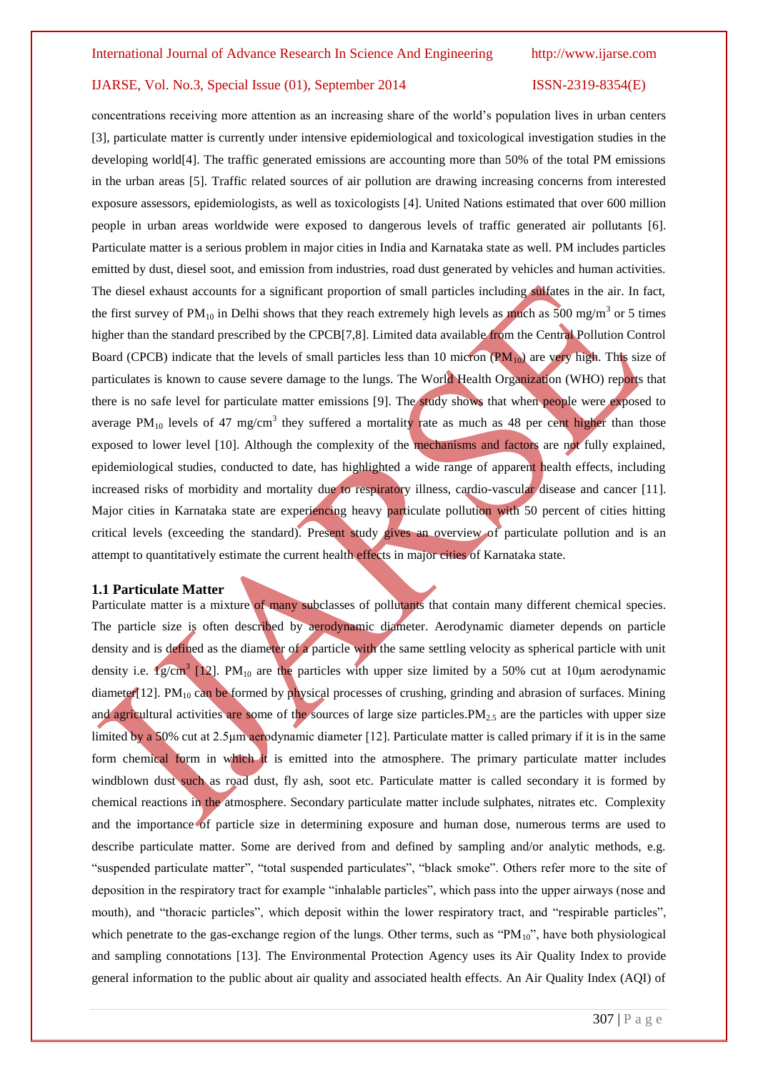concentrations receiving more attention as an increasing share of the world's population lives in urban centers [3], particulate matter is currently under intensive epidemiological and toxicological investigation studies in the developing world[4]. The traffic generated emissions are accounting more than 50% of the total PM emissions in the urban areas [5]. Traffic related sources of air pollution are drawing increasing concerns from interested exposure assessors, epidemiologists, as well as toxicologists [4]. United Nations estimated that over 600 million people in urban areas worldwide were exposed to dangerous levels of traffic generated air pollutants [6]. Particulate matter is a serious problem in major cities in India and Karnataka state as well. PM includes particles emitted by dust, diesel soot, and emission from industries, road dust generated by vehicles and human activities. The diesel exhaust accounts for a significant proportion of small particles including sulfates in the air. In fact, the first survey of $PM_{10}$ in Delhi shows that they reach extremely high levels as much as 500 $mg/m^3$ or 5 times higher than the standard prescribed by the CPCB[7,8]. Limited data available from the Central Pollution Control Board (CPCB) indicate that the levels of small particles less than 10 micron ($PM_{10}$) are very high. This size of particulates is known to cause severe damage to the lungs. The World Health Organization (WHO) reports that there is no safe level for particulate matter emissions [9]. The study shows that when people were exposed to average $PM_{10}$ levels of 47 $mg/cm^3$ they suffered a mortality rate as much as 48 per cent higher than those exposed to lower level [10]. Although the complexity of the mechanisms and factors are not fully explained, epidemiological studies, conducted to date, has highlighted a wide range of apparent health effects, including increased risks of morbidity and mortality due to respiratory illness, cardio-vascular disease and cancer [11]. Major cities in Karnataka state are experiencing heavy particulate pollution with 50 percent of cities hitting critical levels (exceeding the standard). Present study gives an overview of particulate pollution and is an attempt to quantitatively estimate the current health effects in major cities of Karnataka state.

### 1.1 Particulate Matter

Particulate matter is a mixture of many subclasses of pollutants that contain many different chemical species. The particle size is often described by aerodynamic diameter. Aerodynamic diameter depends on particle density and is defined as the diameter of a particle with the same settling velocity as spherical particle with unit density i.e. $1g/cm^3$ [12]. $PM_{10}$ are the particles with upper size limited by a 50% cut at 10µm aerodynamic diameter[12]. $PM_{10}$ can be formed by physical processes of crushing, grinding and abrasion of surfaces. Mining and agricultural activities are some of the sources of large size particles.$PM_{2.5}$ are the particles with upper size limited by a 50% cut at 2.5µm aerodynamic diameter [12]. Particulate matter is called primary if it is in the same form chemical form in which it is emitted into the atmosphere. The primary particulate matter includes windblown dust such as road dust, fly ash, soot etc. Particulate matter is called secondary it is formed by chemical reactions in the atmosphere. Secondary particulate matter include sulphates, nitrates etc. Complexity and the importance of particle size in determining exposure and human dose, numerous terms are used to describe particulate matter. Some are derived from and defined by sampling and/or analytic methods, e.g. "suspended particulate matter", "total suspended particulates", "black smoke". Others refer more to the site of deposition in the respiratory tract for example "inhalable particles", which pass into the upper airways (nose and mouth), and "thoracic particles", which deposit within the lower respiratory tract, and "respirable particles", which penetrate to the gas-exchange region of the lungs. Other terms, such as "$PM_{10}$", have both physiological and sampling connotations [13]. The Environmental Protection Agency uses its Air Quality Index to provide general information to the public about air quality and associated health effects. An Air Quality Index (AQI) of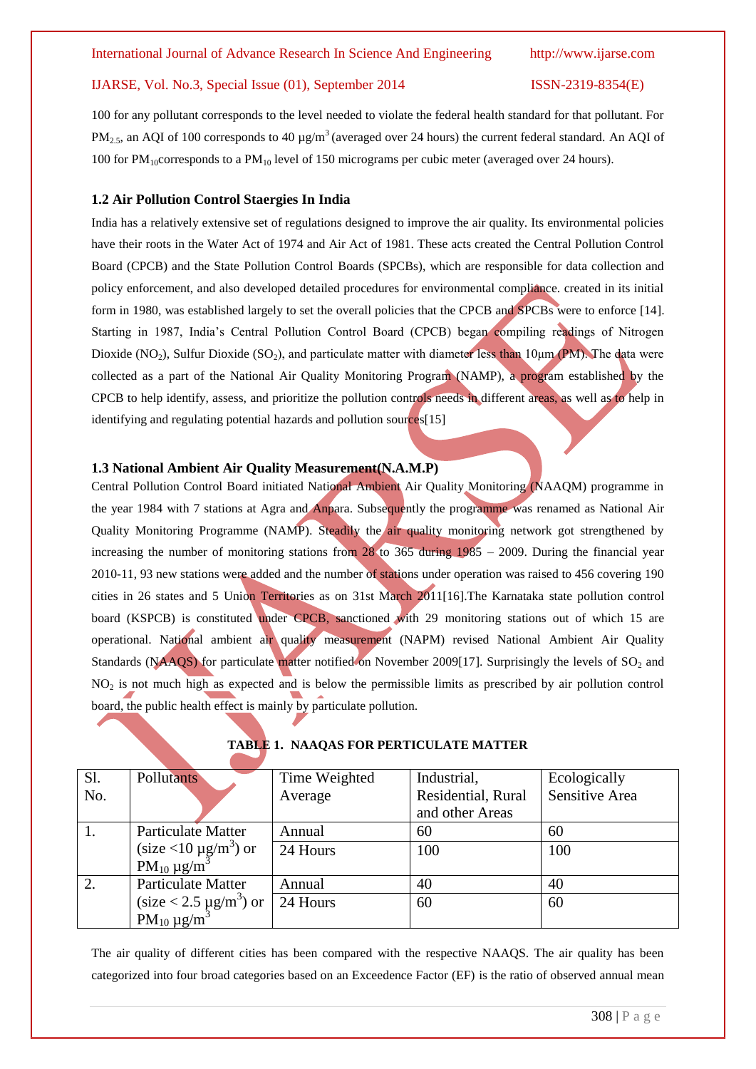100 for any pollutant corresponds to the level needed to violate the federal health standard for that pollutant. For $PM_{2.5}$, an AQI of 100 corresponds to 40 μg/$m^3$ (averaged over 24 hours) the current federal standard. An AQI of 100 for $PM_{10}$corresponds to a $PM_{10}$ level of 150 micrograms per cubic meter (averaged over 24 hours).

### 1.2 Air Pollution Control Staergies In India

India has a relatively extensive set of regulations designed to improve the air quality. Its environmental policies have their roots in the Water Act of 1974 and Air Act of 1981. These acts created the Central Pollution Control Board (CPCB) and the State Pollution Control Boards (SPCBs), which are responsible for data collection and policy enforcement, and also developed detailed procedures for environmental compliance. created in its initial form in 1980, was established largely to set the overall policies that the CPCB and SPCBs were to enforce [14]. Starting in 1987, India's Central Pollution Control Board (CPCB) began compiling readings of Nitrogen Dioxide ($NO_2$), Sulfur Dioxide ($SO_2$), and particulate matter with diameter less than 10μm (PM). The data were collected as a part of the National Air Quality Monitoring Program (NAMP), a program established by the CPCB to help identify, assess, and prioritize the pollution controls needs in different areas, as well as to help in identifying and regulating potential hazards and pollution sources[15]

### 1.3 National Ambient Air Quality Measurement(N.A.M.P)

Central Pollution Control Board initiated National Ambient Air Quality Monitoring (NAAQM) programme in the year 1984 with 7 stations at Agra and Anpara. Subsequently the programme was renamed as National Air Quality Monitoring Programme (NAMP). Steadily the air quality monitoring network got strengthened by increasing the number of monitoring stations from 28 to 365 during 1985 – 2009. During the financial year 2010-11, 93 new stations were added and the number of stations under operation was raised to 456 covering 190 cities in 26 states and 5 Union Territories as on 31st March 2011[16].The Karnataka state pollution control board (KSPCB) is constituted under CPCB, sanctioned with 29 monitoring stations out of which 15 are operational. National ambient air quality measurement (NAPM) revised National Ambient Air Quality Standards (NAAQS) for particulate matter notified on November 2009[17]. Surprisingly the levels of $SO_2$ and $NO_2$ is not much high as expected and is below the permissible limits as prescribed by air pollution control board, the public health effect is mainly by particulate pollution.

**TABLE 1. NAAQAS FOR PERTICULATE MATTER**

| Sl. No. | Pollutants | Time Weighted Average | Industrial, Residential, Rural and other Areas | Ecologically Sensitive Area |
|---|---|---|---|---|
| 1. | Particulate Matter (size <10 μg/$m^3$) or $PM_{10}$ μg/$m^3$ | Annual | 60 | 60 |
| | | 24 Hours | 100 | 100 |
| 2. | Particulate Matter (size < 2.5 μg/$m^3$) or $PM_{10}$ μg/$m^3$ | Annual | 40 | 40 |
| | | 24 Hours | 60 | 60 |

The air quality of different cities has been compared with the respective NAAQS. The air quality has been categorized into four broad categories based on an Exceedence Factor (EF) is the ratio of observed annual mean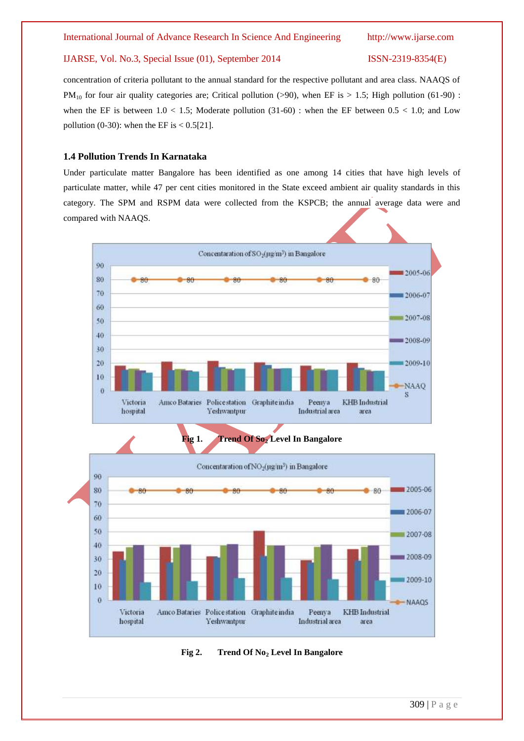concentration of criteria pollutant to the annual standard for the respective pollutant and area class. NAAQS of $PM_{10}$ for four air quality categories are; Critical pollution (>90), when EF is > 1.5; High pollution (61-90) : when the EF is between 1.0 < 1.5; Moderate pollution (31-60) : when the EF between 0.5 < 1.0; and Low pollution (0-30): when the EF is < 0.5[21].

### 1.4 Pollution Trends In Karnataka

Under particulate matter Bangalore has been identified as one among 14 cities that have high levels of particulate matter, while 47 per cent cities monitored in the State exceed ambient air quality standards in this category. The SPM and RSPM data were collected from the KSPCB; the annual average data were and compared with NAAQS.

**Fig 1. Trend Of $So_2$ Level In Bangalore**

**Fig 2. Trend Of $No_2$ Level In Bangalore**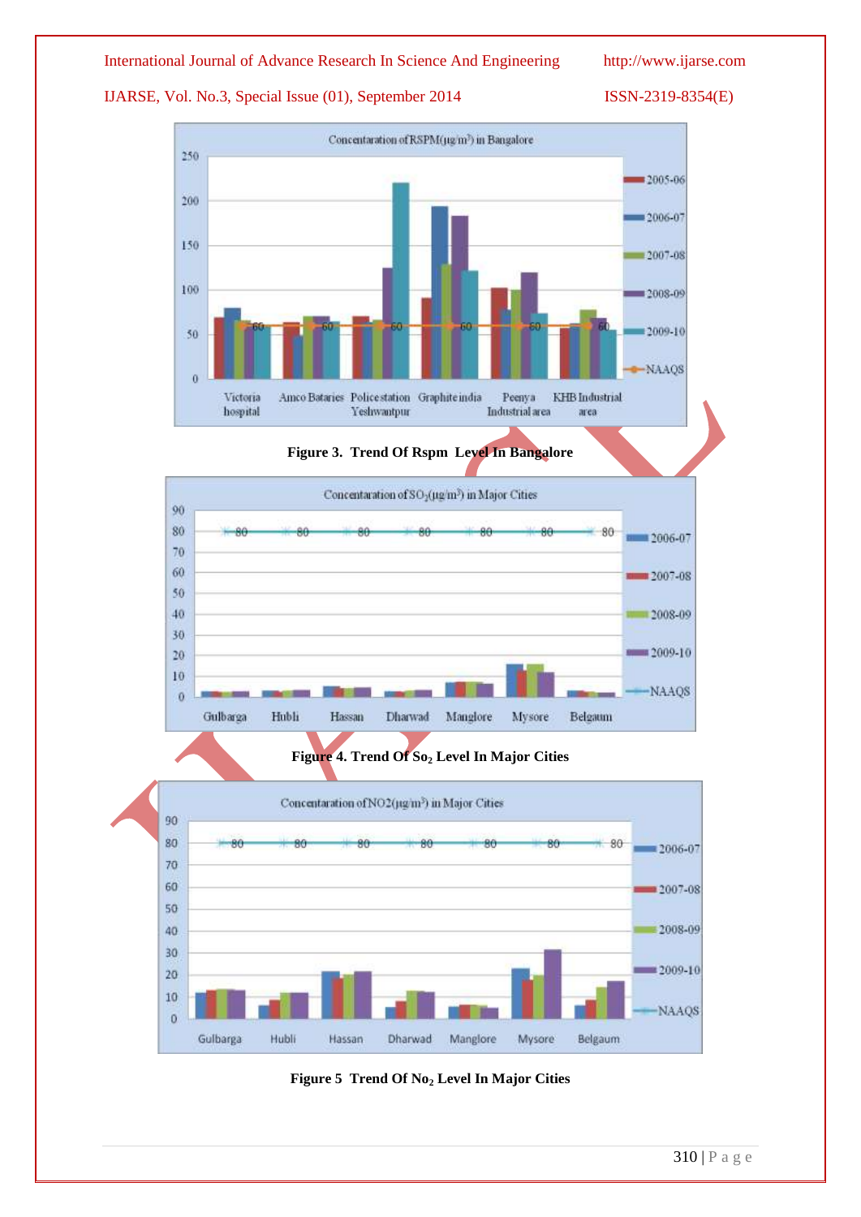Figure 3. Trend Of Rspm Level In Bangalore

Figure 4. Trend Of $So_2$ Level In Major Cities

Figure 5 Trend Of $No_2$ Level In Major Cities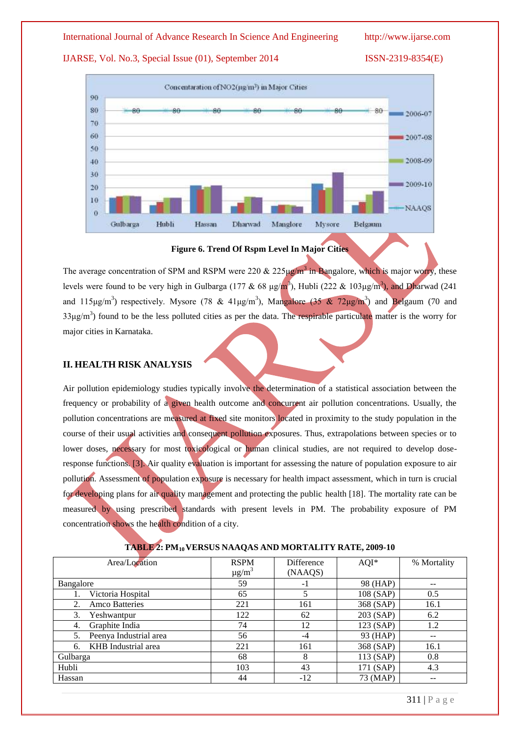Figure 6. Trend Of Rspm Level In Major Cities

The average concentration of SPM and RSPM were 220 & 225µg/m$^3$ in Bangalore, which is major worry, these levels were found to be very high in Gulbarga (177 & 68 µg/m$^3$), Hubli (222 & 103µg/m$^3$), and Dharwad (241 and 115µg/m$^3$) respectively. Mysore (78 & 41µg/m$^3$), Mangalore (35 & 72µg/m$^3$) and Belgaum (70 and 33µg/m$^3$) found to be the less polluted cities as per the data. The respirable particulate matter is the worry for major cities in Karnataka.

## II. HEALTH RISK ANALYSIS

Air pollution epidemiology studies typically involve the determination of a statistical association between the frequency or probability of a given health outcome and concurrent air pollution concentrations. Usually, the pollution concentrations are measured at fixed site monitors located in proximity to the study population in the course of their usual activities and consequent pollution exposures. Thus, extrapolations between species or to lower doses, necessary for most toxicological or human clinical studies, are not required to develop dose-response functions. [3]. Air quality evaluation is important for assessing the nature of population exposure to air pollution. Assessment of population exposure is necessary for health impact assessment, which in turn is crucial for developing plans for air quality management and protecting the public health [18]. The mortality rate can be measured by using prescribed standards with present levels in PM. The probability exposure of PM concentration shows the health condition of a city.

**TABLE 2: $PM_{10}$ VERSUS NAAQAS AND MORTALITY RATE, 2009-10**

| Area/Location | RSPM µg/m$^3$ | Difference (NAAQS) | AQI* | % Mortality |
|---|---|---|---|---|
| Bangalore | 59 | -1 | 98 (HAP) | -- |
| 1. Victoria Hospital | 65 | 5 | 108 (SAP) | 0.5 |
| 2. Amco Batteries | 221 | 161 | 368 (SAP) | 16.1 |
| 3. Yeshwantpur | 122 | 62 | 203 (SAP) | 6.2 |
| 4. Graphite India | 74 | 12 | 123 (SAP) | 1.2 |
| 5. Peenya Industrial area | 56 | -4 | 93 (HAP) | -- |
| 6. KHB Industrial area | 221 | 161 | 368 (SAP) | 16.1 |
| Gulbarga | 68 | 8 | 113 (SAP) | 0.8 |
| Hubli | 103 | 43 | 171 (SAP) | 4.3 |
| Hassan | 44 | -12 | 73 (MAP) | -- |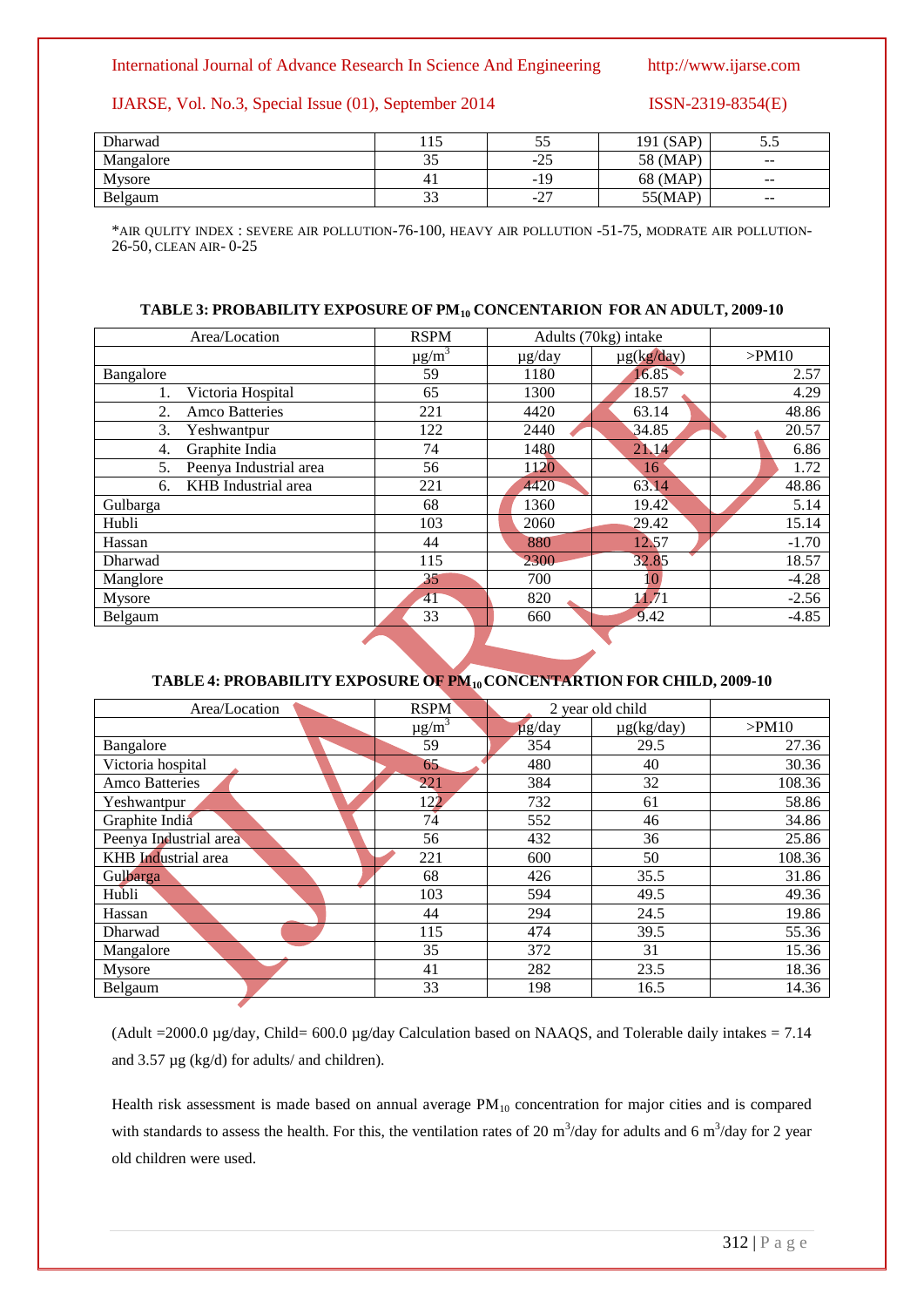| Dharwad | 115 | 55 | 191 (SAP) | 5.5 |
|---|---|---|---|---|
| Mangalore | 35 | -25 | 58 (MAP) | -- |
| Mysore | 41 | -19 | 68 (MAP) | -- |
| Belgaum | 33 | -27 | 55(MAP) | -- |

*AIR QULITY INDEX : SEVERE AIR POLLUTION-76-100, HEAVY AIR POLLUTION -51-75, MODRATE AIR POLLUTION-26-50, CLEAN AIR- 0-25

**TABLE 3: PROBABILITY EXPOSURE OF $PM_{10}$ CONCENTARION FOR AN ADULT, 2009-10**

| Area/Location | RSPM | Adults (70kg) intake | | |
|---|---|---|---|---|
| | $\mu g/m^3$ | µg/day | µg(kg/day) | >PM10 |
| Bangalore | 59 | 1180 | 16.85 | 2.57 |
| 1. Victoria Hospital | 65 | 1300 | 18.57 | 4.29 |
| 2. Amco Batteries | 221 | 4420 | 63.14 | 48.86 |
| 3. Yeshwantpur | 122 | 2440 | 34.85 | 20.57 |
| 4. Graphite India | 74 | 1480 | 21.14 | 6.86 |
| 5. Peenya Industrial area | 56 | 1120 | 16 | 1.72 |
| 6. KHB Industrial area | 221 | 4420 | 63.14 | 48.86 |
| Gulbarga | 68 | 1360 | 19.42 | 5.14 |
| Hubli | 103 | 2060 | 29.42 | 15.14 |
| Hassan | 44 | 880 | 12.57 | -1.70 |
| Dharwad | 115 | 2300 | 32.85 | 18.57 |
| Manglore | 35 | 700 | 10 | -4.28 |
| Mysore | 41 | 820 | 11.71 | -2.56 |
| Belgaum | 33 | 660 | 9.42 | -4.85 |

**TABLE 4: PROBABILITY EXPOSURE OF $PM_{10}$ CONCENTARTION FOR CHILD, 2009-10**

| Area/Location | RSPM | 2 year old child | | |
|---|---|---|---|---|
| | $\mu g/m^3$ | µg/day | µg(kg/day) | >PM10 |
| Bangalore | 59 | 354 | 29.5 | 27.36 |
| Victoria hospital | 65 | 480 | 40 | 30.36 |
| Amco Batteries | 221 | 384 | 32 | 108.36 |
| Yeshwantpur | 122 | 732 | 61 | 58.86 |
| Graphite India | 74 | 552 | 46 | 34.86 |
| Peenya Industrial area | 56 | 432 | 36 | 25.86 |
| KHB Industrial area | 221 | 600 | 50 | 108.36 |
| Gulbarga | 68 | 426 | 35.5 | 31.86 |
| Hubli | 103 | 594 | 49.5 | 49.36 |
| Hassan | 44 | 294 | 24.5 | 19.86 |
| Dharwad | 115 | 474 | 39.5 | 55.36 |
| Mangalore | 35 | 372 | 31 | 15.36 |
| Mysore | 41 | 282 | 23.5 | 18.36 |
| Belgaum | 33 | 198 | 16.5 | 14.36 |

(Adult =2000.0 µg/day, Child= 600.0 µg/day Calculation based on NAAQS, and Tolerable daily intakes = 7.14 and 3.57 µg (kg/d) for adults/ and children).

Health risk assessment is made based on annual average $PM_{10}$ concentration for major cities and is compared with standards to assess the health. For this, the ventilation rates of 20 $m^3$/day for adults and 6 $m^3$/day for 2 year old children were used.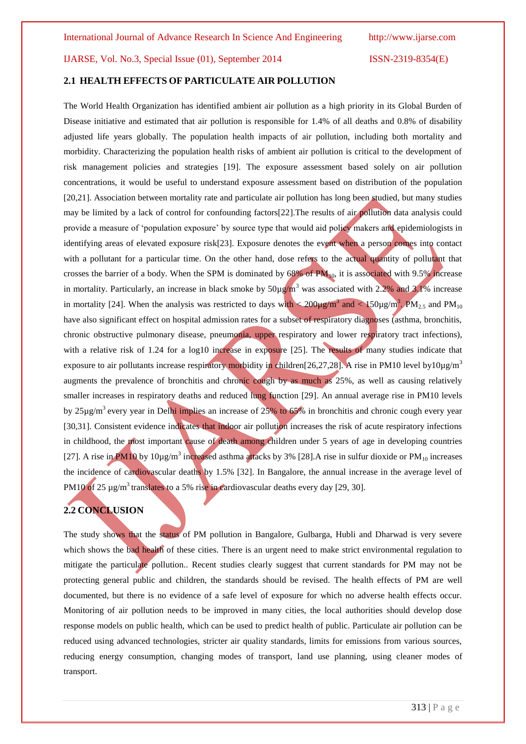## 2.1 HEALTH EFFECTS OF PARTICULATE AIR POLLUTION

The World Health Organization has identified ambient air pollution as a high priority in its Global Burden of Disease initiative and estimated that air pollution is responsible for 1.4% of all deaths and 0.8% of disability adjusted life years globally. The population health impacts of air pollution, including both mortality and morbidity. Characterizing the population health risks of ambient air pollution is critical to the development of risk management policies and strategies [19]. The exposure assessment based solely on air pollution concentrations, it would be useful to understand exposure assessment based on distribution of the population [20,21]. Association between mortality rate and particulate air pollution has long been studied, but many studies may be limited by a lack of control for confounding factors[22].The results of air pollution data analysis could provide a measure of 'population exposure' by source type that would aid policy makers and epidemiologists in identifying areas of elevated exposure risk[23]. Exposure denotes the event when a person comes into contact with a pollutant for a particular time. On the other hand, dose refers to the actual quantity of pollutant that crosses the barrier of a body. When the SPM is dominated by 68% of $PM_{10}$, it is associated with 9.5% increase in mortality. Particularly, an increase in black smoke by $50µg/m^3$ was associated with 2.2% and 3.1% increase in mortality [24]. When the analysis was restricted to days with $< 200µg/m^3$ and $< 150µg/m^3$. $PM_{2.5}$ and $PM_{10}$ have also significant effect on hospital admission rates for a subset of respiratory diagnoses (asthma, bronchitis, chronic obstructive pulmonary disease, pneumonia, upper respiratory and lower respiratory tract infections), with a relative risk of 1.24 for a log10 increase in exposure [25]. The results of many studies indicate that exposure to air pollutants increase respiratory morbidity in children[26,27,28]. A rise in PM10 level by$10µg/m^3$ augments the prevalence of bronchitis and chronic cough by as much as 25%, as well as causing relatively smaller increases in respiratory deaths and reduced lung function [29]. An annual average rise in PM10 levels by $25µg/m^3$ every year in Delhi implies an increase of 25% to 65% in bronchitis and chronic cough every year [30,31]. Consistent evidence indicates that indoor air pollution increases the risk of acute respiratory infections in childhood, the most important cause of death among children under 5 years of age in developing countries [27]. A rise in PM10 by $10µg/m^3$ increased asthma attacks by 3% [28].A rise in sulfur dioxide or $PM_{10}$ increases the incidence of cardiovascular deaths by 1.5% [32]. In Bangalore, the annual increase in the average level of PM10 of $25 µg/m^3$ translates to a 5% rise in cardiovascular deaths every day [29, 30].

## 2.2 CONCLUSION

The study shows that the status of PM pollution in Bangalore, Gulbarga, Hubli and Dharwad is very severe which shows the bad health of these cities. There is an urgent need to make strict environmental regulation to mitigate the particulate pollution.. Recent studies clearly suggest that current standards for PM may not be protecting general public and children, the standards should be revised. The health effects of PM are well documented, but there is no evidence of a safe level of exposure for which no adverse health effects occur. Monitoring of air pollution needs to be improved in many cities, the local authorities should develop dose response models on public health, which can be used to predict health of public. Particulate air pollution can be reduced using advanced technologies, stricter air quality standards, limits for emissions from various sources, reducing energy consumption, changing modes of transport, land use planning, using cleaner modes of transport.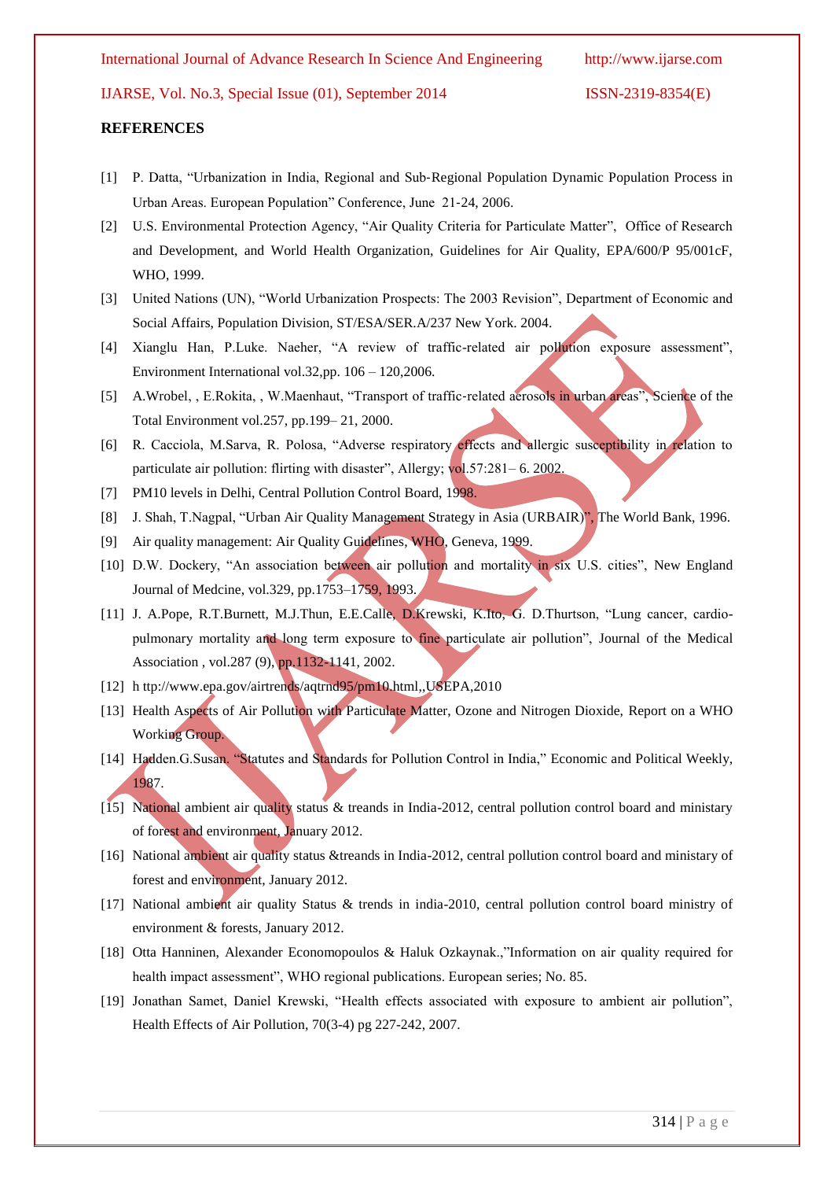**REFERENCES**

[1] P. Datta, "Urbanization in India, Regional and Sub-Regional Population Dynamic Population Process in Urban Areas. European Population" Conference, June 21-24, 2006.

[2] U.S. Environmental Protection Agency, "Air Quality Criteria for Particulate Matter", Office of Research and Development, and World Health Organization, Guidelines for Air Quality, EPA/600/P 95/001cF, WHO, 1999.

[3] United Nations (UN), "World Urbanization Prospects: The 2003 Revision", Department of Economic and Social Affairs, Population Division, ST/ESA/SER.A/237 New York. 2004.

[4] Xianglu Han, P.Luke. Naeher, "A review of traffic-related air pollution exposure assessment", Environment International vol.32,pp. 106 – 120,2006.

[5] A.Wrobel, , E.Rokita, , W.Maenhaut, "Transport of traffic-related aerosols in urban areas", Science of the Total Environment vol.257, pp.199– 21, 2000.

[6] R. Cacciola, M.Sarva, R. Polosa, "Adverse respiratory effects and allergic susceptibility in relation to particulate air pollution: flirting with disaster", Allergy; vol.57:281– 6. 2002.

[7] PM10 levels in Delhi, Central Pollution Control Board, 1998.

[8] J. Shah, T.Nagpal, "Urban Air Quality Management Strategy in Asia (URBAIR)", The World Bank, 1996.

[9] Air quality management: Air Quality Guidelines, WHO, Geneva, 1999.

[10] D.W. Dockery, "An association between air pollution and mortality in six U.S. cities", New England Journal of Medcine, vol.329, pp.1753–1759, 1993.

[11] J. A.Pope, R.T.Burnett, M.J.Thun, E.E.Calle, D.Krewski, K.Ito, G. D.Thurtson, "Lung cancer, cardio-pulmonary mortality and long term exposure to fine particulate air pollution", Journal of the Medical Association , vol.287 (9), pp.1132-1141, 2002.

[12] h ttp://www.epa.gov/airtrends/aqtrnd95/pm10.html,,USEPA,2010

[13] Health Aspects of Air Pollution with Particulate Matter, Ozone and Nitrogen Dioxide, Report on a WHO Working Group.

[14] Hadden.G.Susan. "Statutes and Standards for Pollution Control in India," Economic and Political Weekly, 1987.

[15] National ambient air quality status & treands in India-2012, central pollution control board and ministary of forest and environment, January 2012.

[16] National ambient air quality status &treands in India-2012, central pollution control board and ministary of forest and environment, January 2012.

[17] National ambient air quality Status & trends in india-2010, central pollution control board ministry of environment & forests, January 2012.

[18] Otta Hanninen, Alexander Economopoulos & Haluk Ozkaynak.,"Information on air quality required for health impact assessment", WHO regional publications. European series; No. 85.

[19] Jonathan Samet, Daniel Krewski, "Health effects associated with exposure to ambient air pollution", Health Effects of Air Pollution, 70(3-4) pg 227-242, 2007.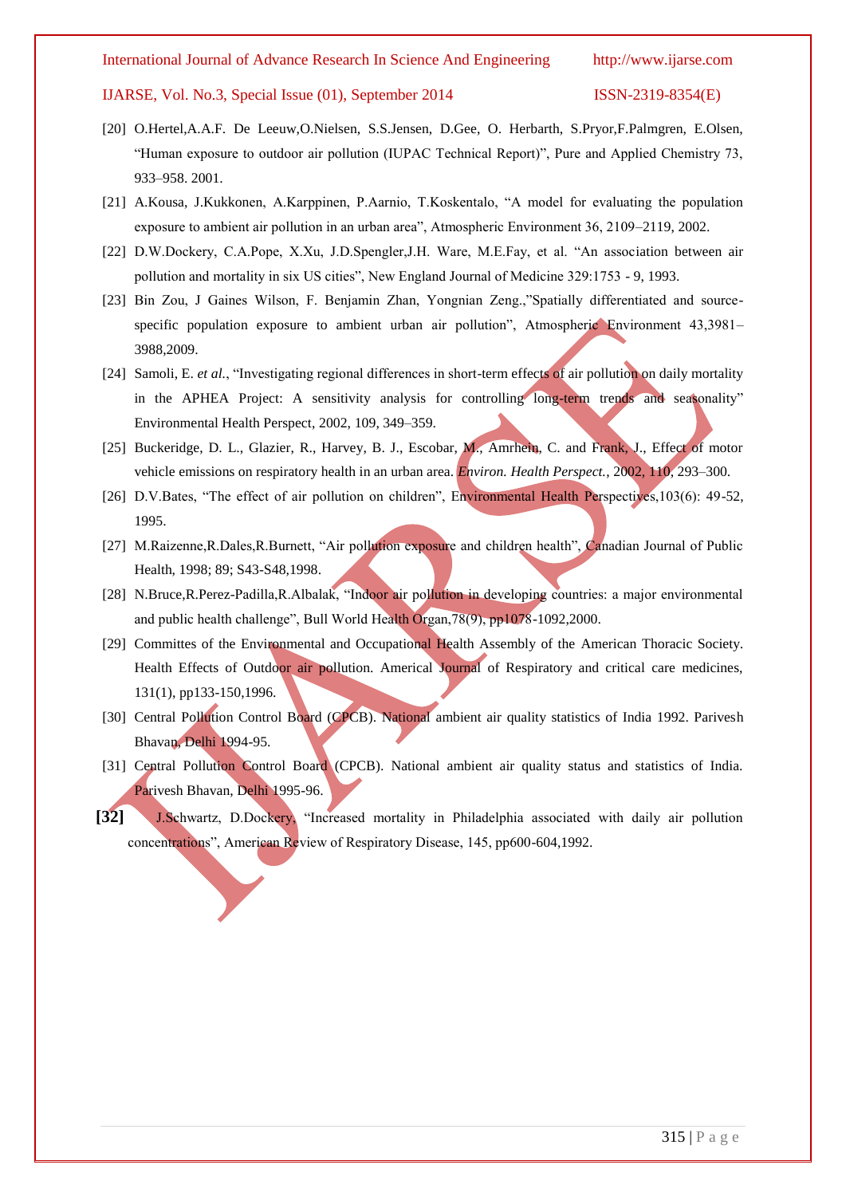[20] O.Hertel,A.A.F. De Leeuw,O.Nielsen, S.S.Jensen, D.Gee, O. Herbarth, S.Pryor,F.Palmgren, E.Olsen, "Human exposure to outdoor air pollution (IUPAC Technical Report)", Pure and Applied Chemistry 73, 933–958. 2001.

[21] A.Kousa, J.Kukkonen, A.Karppinen, P.Aarnio, T.Koskentalo, "A model for evaluating the population exposure to ambient air pollution in an urban area", Atmospheric Environment 36, 2109–2119, 2002.

[22] D.W.Dockery, C.A.Pope, X.Xu, J.D.Spengler,J.H. Ware, M.E.Fay, et al. "An association between air pollution and mortality in six US cities", New England Journal of Medicine 329:1753 - 9, 1993.

[23] Bin Zou, J Gaines Wilson, F. Benjamin Zhan, Yongnian Zeng.,"Spatially differentiated and source-specific population exposure to ambient urban air pollution", Atmospheric Environment 43,3981–3988,2009.

[24] Samoli, E. *et al.*, "Investigating regional differences in short-term effects of air pollution on daily mortality in the APHEA Project: A sensitivity analysis for controlling long-term trends and seasonality" Environmental Health Perspect, 2002, 109, 349–359.

[25] Buckeridge, D. L., Glazier, R., Harvey, B. J., Escobar, M., Amrhein, C. and Frank, J., Effect of motor vehicle emissions on respiratory health in an urban area. *Environ. Health Perspect.*, 2002, 110, 293–300.

[26] D.V.Bates, "The effect of air pollution on children", Environmental Health Perspectives,103(6): 49-52, 1995.

[27] M.Raizenne,R.Dales,R.Burnett, "Air pollution exposure and children health", Canadian Journal of Public Health, 1998; 89; S43-S48,1998.

[28] N.Bruce,R.Perez-Padilla,R.Albalak, "Indoor air pollution in developing countries: a major environmental and public health challenge", Bull World Health Organ,78(9), pp1078-1092,2000.

[29] Committes of the Environmental and Occupational Health Assembly of the American Thoracic Society. Health Effects of Outdoor air pollution. Americal Journal of Respiratory and critical care medicines, 131(1), pp133-150,1996.

[30] Central Pollution Control Board (CPCB). National ambient air quality statistics of India 1992. Parivesh Bhavan, Delhi 1994-95.

[31] Central Pollution Control Board (CPCB). National ambient air quality status and statistics of India. Parivesh Bhavan, Delhi 1995-96.

**[32]** J.Schwartz, D.Dockery, "Increased mortality in Philadelphia associated with daily air pollution concentrations", American Review of Respiratory Disease, 145, pp600-604,1992.